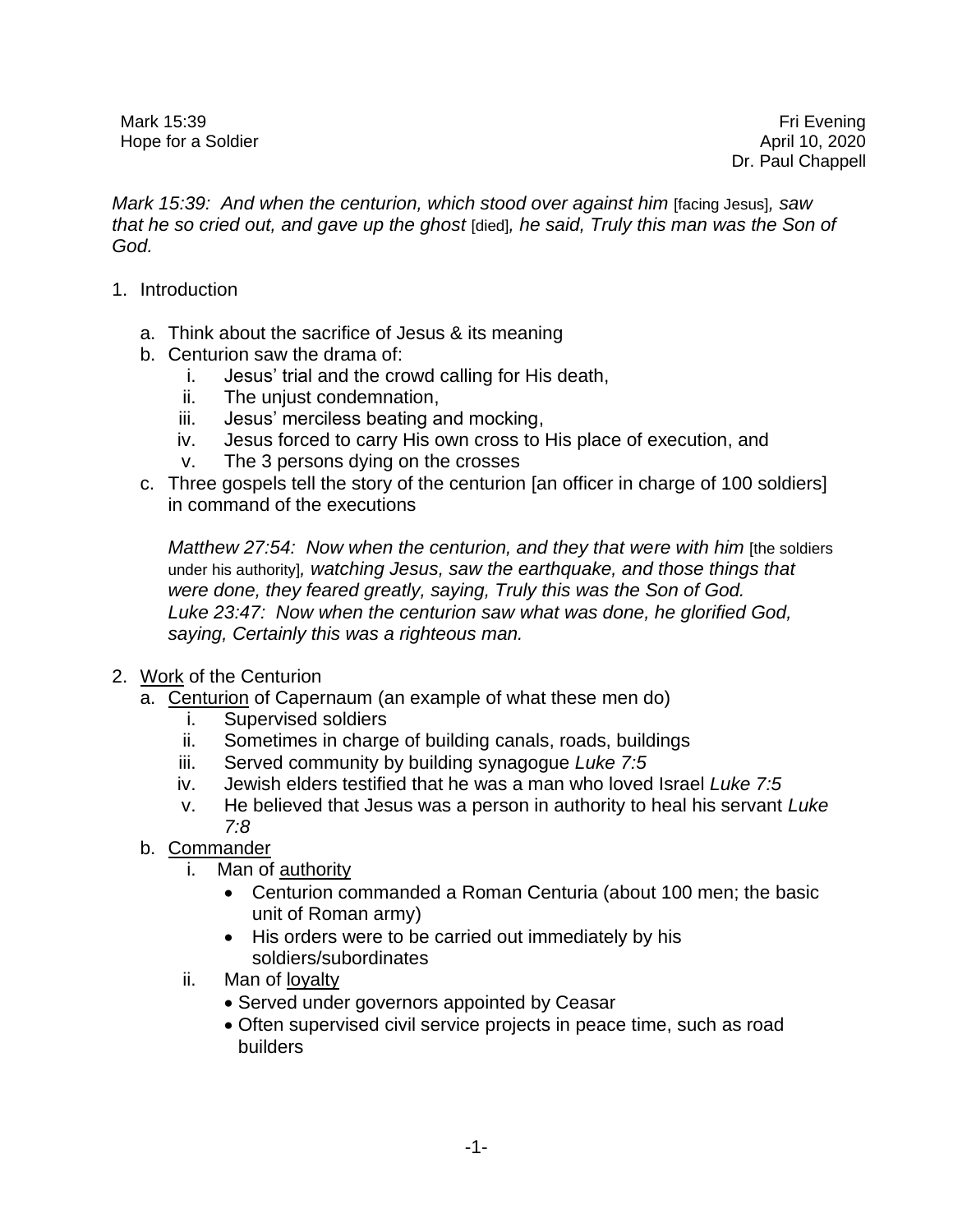Mark 15:39
Hope for a Soldier

Fri Evening
April 10, 2020
Dr. Paul Chappell

*Mark 15:39: And when the centurion, which stood over against him* [facing Jesus]*, saw that he so cried out, and gave up the ghost* [died]*, he said, Truly this man was the Son of God.*

1. Introduction

   a. Think about the sacrifice of Jesus & its meaning
   b. Centurion saw the drama of:
      i. Jesus' trial and the crowd calling for His death,
      ii. The unjust condemnation,
      iii. Jesus' merciless beating and mocking,
      iv. Jesus forced to carry His own cross to His place of execution, and
      v. The 3 persons dying on the crosses
   c. Three gospels tell the story of the centurion [an officer in charge of 100 soldiers] in command of the executions

      *Matthew 27:54: Now when the centurion, and they that were with him* [the soldiers under his authority]*, watching Jesus, saw the earthquake, and those things that were done, they feared greatly, saying, Truly this was the Son of God.*
      *Luke 23:47: Now when the centurion saw what was done, he glorified God, saying, Certainly this was a righteous man.*

2. <u>Work</u> of the Centurion
   a. <u>Centurion</u> of Capernaum (an example of what these men do)
      i. Supervised soldiers
      ii. Sometimes in charge of building canals, roads, buildings
      iii. Served community by building synagogue *Luke 7:5*
      iv. Jewish elders testified that he was a man who loved Israel *Luke 7:5*
      v. He believed that Jesus was a person in authority to heal his servant *Luke 7:8*
   b. <u>Commander</u>
      i. Man of <u>authority</u>
         - Centurion commanded a Roman Centuria (about 100 men; the basic unit of Roman army)
         - His orders were to be carried out immediately by his soldiers/subordinates
      ii. Man of <u>loyalty</u>
         - Served under governors appointed by Ceasar
         - Often supervised civil service projects in peace time, such as road builders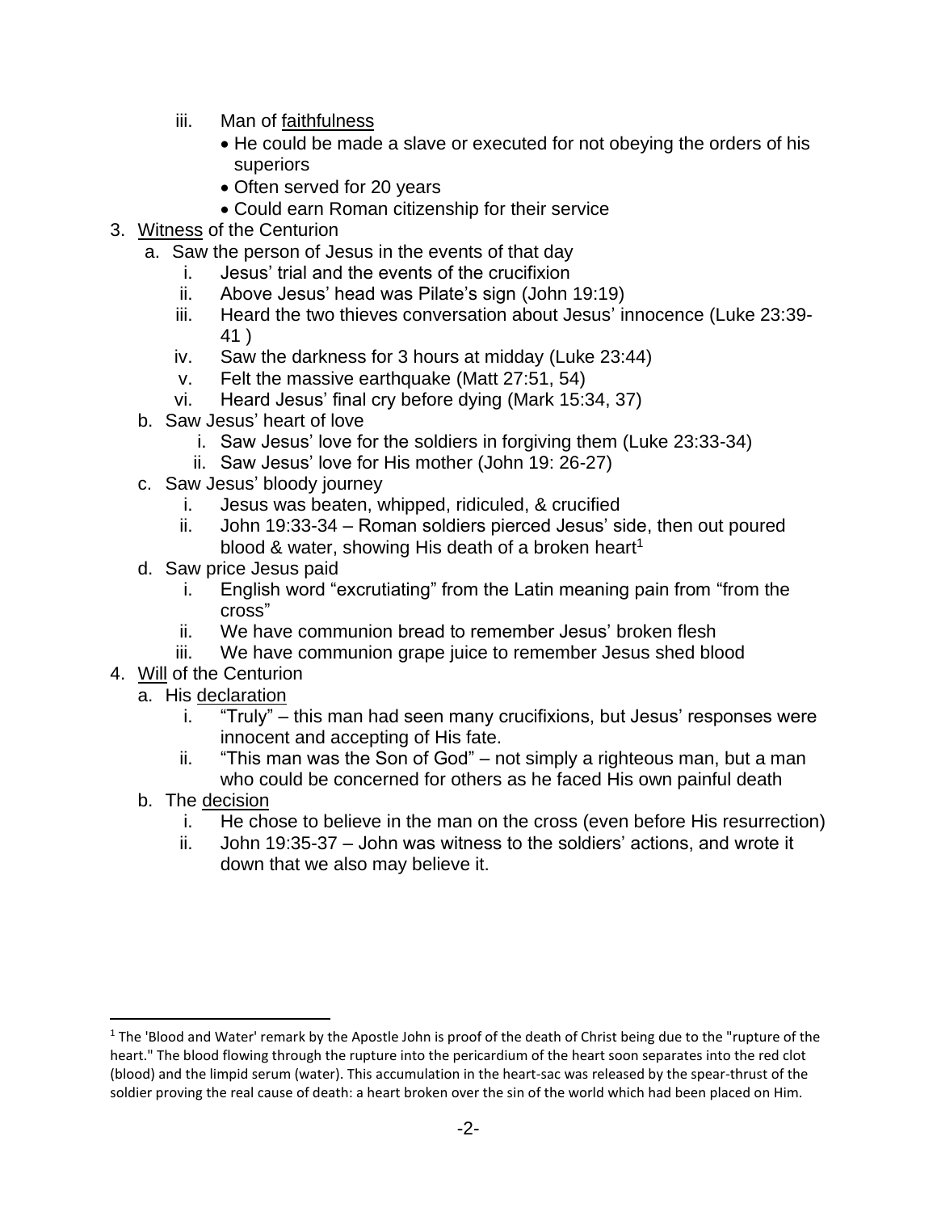iii. Man of <u>faithfulness</u>
      - He could be made a slave or executed for not obeying the orders of his superiors
      - Often served for 20 years
      - Could earn Roman citizenship for their service

3. <u>Witness</u> of the Centurion
   a. Saw the person of Jesus in the events of that day
      i. Jesus' trial and the events of the crucifixion
      ii. Above Jesus' head was Pilate's sign (John 19:19)
      iii. Heard the two thieves conversation about Jesus' innocence (Luke 23:39-41 )
      iv. Saw the darkness for 3 hours at midday (Luke 23:44)
      v. Felt the massive earthquake (Matt 27:51, 54)
      vi. Heard Jesus' final cry before dying (Mark 15:34, 37)
   b. Saw Jesus' heart of love
      i. Saw Jesus' love for the soldiers in forgiving them (Luke 23:33-34)
      ii. Saw Jesus' love for His mother (John 19: 26-27)
   c. Saw Jesus' bloody journey
      i. Jesus was beaten, whipped, ridiculed, & crucified
      ii. John 19:33-34 – Roman soldiers pierced Jesus' side, then out poured blood & water, showing His death of a broken heart[1]
   d. Saw price Jesus paid
      i. English word "excrutiating" from the Latin meaning pain from "from the cross"
      ii. We have communion bread to remember Jesus' broken flesh
      iii. We have communion grape juice to remember Jesus shed blood

4. <u>Will</u> of the Centurion
   a. His <u>declaration</u>
      i. "Truly" – this man had seen many crucifixions, but Jesus' responses were innocent and accepting of His fate.
      ii. "This man was the Son of God" – not simply a righteous man, but a man who could be concerned for others as he faced His own painful death
   b. The <u>decision</u>
      i. He chose to believe in the man on the cross (even before His resurrection)
      ii. John 19:35-37 – John was witness to the soldiers' actions, and wrote it down that we also may believe it.

---

[1] The 'Blood and Water' remark by the Apostle John is proof of the death of Christ being due to the "rupture of the heart." The blood flowing through the rupture into the pericardium of the heart soon separates into the red clot (blood) and the limpid serum (water). This accumulation in the heart-sac was released by the spear-thrust of the soldier proving the real cause of death: a heart broken over the sin of the world which had been placed on Him.